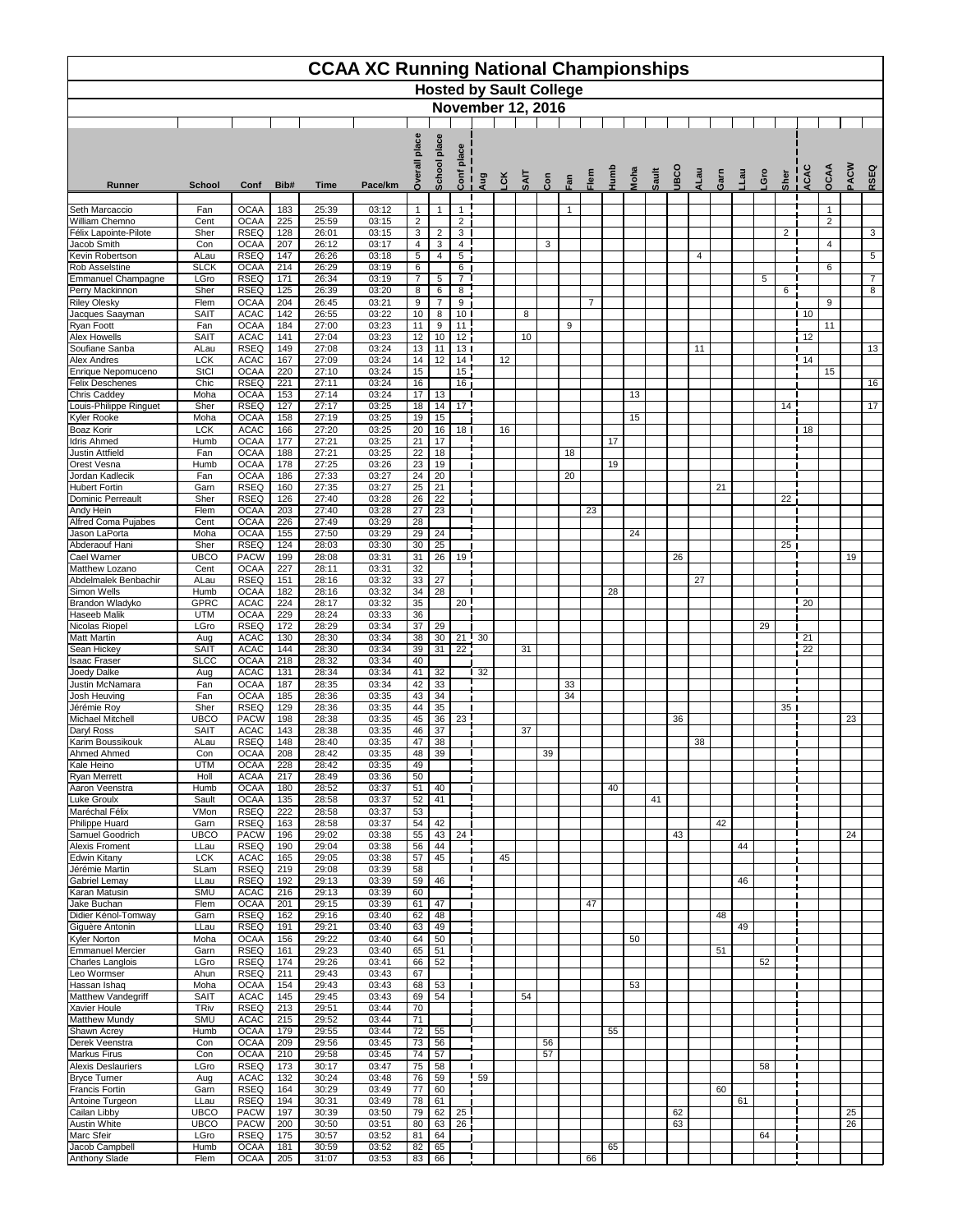# CCAA XC Running National Championships

## Hosted by Sault College

## November 12, 2016

| Runner | School | Conf | Bib# | Time | Pace/km | Overall place | School place | Conf place | Aug | LCK | SAIT | Con | Fan | Flem | Humb | Moha | Sault | UBCO | ALau | Garn | LLau | LGro | Sher | ACAC | OCAA | PACW | RSEQ |
|---|---|---|---|---|---|---|---|---|---|---|---|---|---|---|---|---|---|---|---|---|---|---|---|---|---|---|---|
| Seth Marcaccio | Fan | OCAA | 183 | 25:39 | 03:12 | 1 | 1 | 1 | | | | | 1 | | | | | | | | | | | | 1 | | |
| William Chemno | Cent | OCAA | 225 | 25:59 | 03:15 | 2 | | 2 | | | | | | | | | | | | | | | | | 2 | | |
| Félix Lapointe-Pilote | Sher | RSEQ | 128 | 26:01 | 03:15 | 3 | 2 | 3 | | | | | | | | | | | | | | | 2 | | | | 3 |
| Jacob Smith | Con | OCAA | 207 | 26:12 | 03:17 | 4 | 3 | 4 | | | | 3 | | | | | | | | | | | | | 4 | | |
| Kevin Robertson | ALau | RSEQ | 147 | 26:26 | 03:18 | 5 | 4 | 5 | | | | | | | | | | | 4 | | | | | | | | 5 |
| Rob Asselstine | SLCK | OCAA | 214 | 26:29 | 03:19 | 6 | | 6 | | | | | | | | | | | | | | | | | 6 | | |
| Emmanuel Champagne | LGro | RSEQ | 171 | 26:34 | 03:19 | 7 | 5 | 7 | | | | | | | | | | | | | | 5 | | | | | 7 |
| Perry Mackinnon | Sher | RSEQ | 125 | 26:39 | 03:20 | 8 | 6 | 8 | | | | | | | | | | | | | | | 6 | | | | 8 |
| Riley Olesky | Flem | OCAA | 204 | 26:45 | 03:21 | 9 | 7 | 9 | | | | | | 7 | | | | | | | | | | | 9 | | |
| Jacques Saayman | SAIT | ACAC | 142 | 26:55 | 03:22 | 10 | 8 | 10 | | | 8 | | | | | | | | | | | | | 10 | | | |
| Ryan Foott | Fan | OCAA | 184 | 27:00 | 03:23 | 11 | 9 | 11 | | | | | 9 | | | | | | | | | | | | 11 | | |
| Alex Howells | SAIT | ACAC | 141 | 27:04 | 03:23 | 12 | 10 | 12 | | | 10 | | | | | | | | | | | | | 12 | | | |
| Soufiane Sanba | ALau | RSEQ | 149 | 27:08 | 03:24 | 13 | 11 | 13 | | | | | | | | | | | 11 | | | | | | | | 13 |
| Alex Andres | LCK | ACAC | 167 | 27:09 | 03:24 | 14 | 12 | 14 | | 12 | | | | | | | | | | | | | | 14 | | | |
| Enrique Nepomuceno | StCl | OCAA | 220 | 27:10 | 03:24 | 15 | | 15 | | | | | | | | | | | | | | | | | 15 | | |
| Felix Deschenes | Chic | RSEQ | 221 | 27:11 | 03:24 | 16 | | 16 | | | | | | | | | | | | | | | | | | | 16 |
| Chris Caddey | Moha | OCAA | 153 | 27:14 | 03:24 | 17 | 13 | | | | | | | | | 13 | | | | | | | | | | | |
| Louis-Philippe Ringuet | Sher | RSEQ | 127 | 27:17 | 03:25 | 18 | 14 | 17 | | | | | | | | | | | | | | | 14 | | | | 17 |
| Kyler Rooke | Moha | OCAA | 158 | 27:19 | 03:25 | 19 | 15 | | | | | | | | | 15 | | | | | | | | | | | |
| Boaz Korir | LCK | ACAC | 166 | 27:20 | 03:25 | 20 | 16 | 18 | | 16 | | | | | | | | | | | | | | 18 | | | |
| Idris Ahmed | Humb | OCAA | 177 | 27:21 | 03:25 | 21 | 17 | | | | | | | | 17 | | | | | | | | | | | | |
| Justin Attfield | Fan | OCAA | 188 | 27:21 | 03:25 | 22 | 18 | | | | | | 18 | | | | | | | | | | | | | | |
| Orest Vesna | Humb | OCAA | 178 | 27:25 | 03:26 | 23 | 19 | | | | | | | | 19 | | | | | | | | | | | | |
| Jordan Kadlecik | Fan | OCAA | 186 | 27:33 | 03:27 | 24 | 20 | | | | | | 20 | | | | | | | | | | | | | | |
| Hubert Fortin | Garn | RSEQ | 160 | 27:35 | 03:27 | 25 | 21 | | | | | | | | | | | | | 21 | | | | | | | |
| Dominic Perreault | Sher | RSEQ | 126 | 27:40 | 03:28 | 26 | 22 | | | | | | | | | | | | | | | | 22 | | | | |
| Andy Hein | Flem | OCAA | 203 | 27:40 | 03:28 | 27 | 23 | | | | | | | 23 | | | | | | | | | | | | | |
| Alfred Coma Pujabes | Cent | OCAA | 226 | 27:49 | 03:29 | 28 | | | | | | | | | | | | | | | | | | | | | |
| Jason LaPorta | Moha | OCAA | 155 | 27:50 | 03:29 | 29 | 24 | | | | | | | | | 24 | | | | | | | | | | | |
| Abderaouf Hani | Sher | RSEQ | 124 | 28:03 | 03:30 | 30 | 25 | | | | | | | | | | | | | | | | 25 | | | | |
| Cael Warner | UBCO | PACW | 199 | 28:08 | 03:31 | 31 | 26 | 19 | | | | | | | | | | 26 | | | | | | | | 19 | |
| Matthew Lozano | Cent | OCAA | 227 | 28:11 | 03:31 | 32 | | | | | | | | | | | | | | | | | | | | | |
| Abdelmalek Benbachir | ALau | RSEQ | 151 | 28:16 | 03:32 | 33 | 27 | | | | | | | | | | | | 27 | | | | | | | | |
| Simon Wells | Humb | OCAA | 182 | 28:16 | 03:32 | 34 | 28 | | | | | | | | 28 | | | | | | | | | | | | |
| Brandon Wladyko | GPRC | ACAC | 224 | 28:17 | 03:32 | 35 | | 20 | | | | | | | | | | | | | | | | 20 | | | |
| Haseeb Malik | UTM | OCAA | 229 | 28:24 | 03:33 | 36 | | | | | | | | | | | | | | | | | | | | | |
| Nicolas Riopel | LGro | RSEQ | 172 | 28:29 | 03:34 | 37 | 29 | | | | | | | | | | | | | | | 29 | | | | | |
| Matt Martin | Aug | ACAC | 130 | 28:30 | 03:34 | 38 | 30 | 21 | 30 | | | | | | | | | | | | | | | 21 | | | |
| Sean Hickey | SAIT | ACAC | 144 | 28:30 | 03:34 | 39 | 31 | 22 | | | 31 | | | | | | | | | | | | | 22 | | | |
| Isaac Fraser | SLCC | OCAA | 218 | 28:32 | 03:34 | 40 | | | | | | | | | | | | | | | | | | | | | |
| Joedy Dalke | Aug | ACAC | 131 | 28:34 | 03:34 | 41 | 32 | | 32 | | | | | | | | | | | | | | | | | | |
| Justin McNamara | Fan | OCAA | 187 | 28:35 | 03:34 | 42 | 33 | | | | | | 33 | | | | | | | | | | | | | | |
| Josh Heuving | Fan | OCAA | 185 | 28:36 | 03:35 | 43 | 34 | | | | | | 34 | | | | | | | | | | | | | | |
| Jérémie Roy | Sher | RSEQ | 129 | 28:36 | 03:35 | 44 | 35 | | | | | | | | | | | | | | | | 35 | | | | |
| Michael Mitchell | UBCO | PACW | 198 | 28:38 | 03:35 | 45 | 36 | 23 | | | | | | | | | | 36 | | | | | | | | 23 | |
| Daryl Ross | SAIT | ACAC | 143 | 28:38 | 03:35 | 46 | 37 | | | | 37 | | | | | | | | | | | | | | | | |
| Karim Boussikouk | ALau | RSEQ | 148 | 28:40 | 03:35 | 47 | 38 | | | | | | | | | | | | 38 | | | | | | | | |
| Ahmed Ahmed | Con | OCAA | 208 | 28:42 | 03:35 | 48 | 39 | | | | | 39 | | | | | | | | | | | | | | | |
| Kale Heino | UTM | OCAA | 228 | 28:42 | 03:35 | 49 | | | | | | | | | | | | | | | | | | | | | |
| Ryan Merrett | Holl | ACAA | 217 | 28:49 | 03:36 | 50 | | | | | | | | | | | | | | | | | | | | | |
| Aaron Veenstra | Humb | OCAA | 180 | 28:52 | 03:37 | 51 | 40 | | | | | | | | 40 | | | | | | | | | | | | |
| Luke Groulx | Sault | OCAA | 135 | 28:58 | 03:37 | 52 | 41 | | | | | | | | | | 41 | | | | | | | | | | |
| Maréchal Félix | VMon | RSEQ | 222 | 28:58 | 03:37 | 53 | | | | | | | | | | | | | | | | | | | | | |
| Philippe Huard | Garn | RSEQ | 163 | 28:58 | 03:37 | 54 | 42 | | | | | | | | | | | | | 42 | | | | | | | |
| Samuel Goodrich | UBCO | PACW | 196 | 29:02 | 03:38 | 55 | 43 | 24 | | | | | | | | | | 43 | | | | | | | | 24 | |
| Alexis Froment | LLau | RSEQ | 190 | 29:04 | 03:38 | 56 | 44 | | | | | | | | | | | | | | 44 | | | | | | |
| Edwin Kitany | LCK | ACAC | 165 | 29:05 | 03:38 | 57 | 45 | | | 45 | | | | | | | | | | | | | | | | | |
| Jérémie Martin | SLam | RSEQ | 219 | 29:08 | 03:39 | 58 | | | | | | | | | | | | | | | | | | | | | |
| Gabriel Lemay | LLau | RSEQ | 192 | 29:13 | 03:39 | 59 | 46 | | | | | | | | | | | | | | 46 | | | | | | |
| Karan Matusin | SMU | ACAC | 216 | 29:13 | 03:39 | 60 | | | | | | | | | | | | | | | | | | | | | |
| Jake Buchan | Flem | OCAA | 201 | 29:15 | 03:39 | 61 | 47 | | | | | | | 47 | | | | | | | | | | | | | |
| Didier Kénol-Tomway | Garn | RSEQ | 162 | 29:16 | 03:40 | 62 | 48 | | | | | | | | | | | | | 48 | | | | | | | |
| Giguère Antonin | LLau | RSEQ | 191 | 29:21 | 03:40 | 63 | 49 | | | | | | | | | | | | | | 49 | | | | | | |
| Kyler Norton | Moha | OCAA | 156 | 29:22 | 03:40 | 64 | 50 | | | | | | | | | 50 | | | | | | | | | | | |
| Emmanuel Mercier | Garn | RSEQ | 161 | 29:23 | 03:40 | 65 | 51 | | | | | | | | | | | | | 51 | | | | | | | |
| Charles Langlois | LGro | RSEQ | 174 | 29:26 | 03:41 | 66 | 52 | | | | | | | | | | | | | | | 52 | | | | | |
| Leo Wormser | Ahun | RSEQ | 211 | 29:43 | 03:43 | 67 | | | | | | | | | | | | | | | | | | | | | |
| Hassan Ishaq | Moha | OCAA | 154 | 29:43 | 03:43 | 68 | 53 | | | | | | | | | 53 | | | | | | | | | | | |
| Matthew Vandegriff | SAIT | ACAC | 145 | 29:45 | 03:43 | 69 | 54 | | | | 54 | | | | | | | | | | | | | | | | |
| Xavier Houle | TRiv | RSEQ | 213 | 29:51 | 03:44 | 70 | | | | | | | | | | | | | | | | | | | | | |
| Matthew Mundy | SMU | ACAC | 215 | 29:52 | 03:44 | 71 | | | | | | | | | | | | | | | | | | | | | |
| Shawn Acrey | Humb | OCAA | 179 | 29:55 | 03:44 | 72 | 55 | | | | | | | | 55 | | | | | | | | | | | | |
| Derek Veenstra | Con | OCAA | 209 | 29:56 | 03:45 | 73 | 56 | | | | | 56 | | | | | | | | | | | | | | | |
| Markus Firus | Con | OCAA | 210 | 29:58 | 03:45 | 74 | 57 | | | | | 57 | | | | | | | | | | | | | | | |
| Alexis Deslauriers | LGro | RSEQ | 173 | 30:17 | 03:47 | 75 | 58 | | | | | | | | | | | | | | | 58 | | | | | |
| Bryce Turner | Aug | ACAC | 132 | 30:24 | 03:48 | 76 | 59 | | 59 | | | | | | | | | | | | | | | | | | |
| Francis Fortin | Garn | RSEQ | 164 | 30:29 | 03:49 | 77 | 60 | | | | | | | | | | | | | 60 | | | | | | | |
| Antoine Turgeon | LLau | RSEQ | 194 | 30:31 | 03:49 | 78 | 61 | | | | | | | | | | | | | | 61 | | | | | | |
| Cailan Libby | UBCO | PACW | 197 | 30:39 | 03:50 | 79 | 62 | 25 | | | | | | | | | | 62 | | | | | | | | 25 | |
| Austin White | UBCO | PACW | 200 | 30:50 | 03:51 | 80 | 63 | 26 | | | | | | | | | | 63 | | | | | | | | 26 | |
| Marc Sfeir | LGro | RSEQ | 175 | 30:57 | 03:52 | 81 | 64 | | | | | | | | | | | | | | | 64 | | | | | |
| Jacob Campbell | Humb | OCAA | 181 | 30:59 | 03:52 | 82 | 65 | | | | | | | | 65 | | | | | | | | | | | | |
| Anthony Slade | Flem | OCAA | 205 | 31:07 | 03:53 | 83 | 66 | | | | | | | 66 | | | | | | | | | | | | | |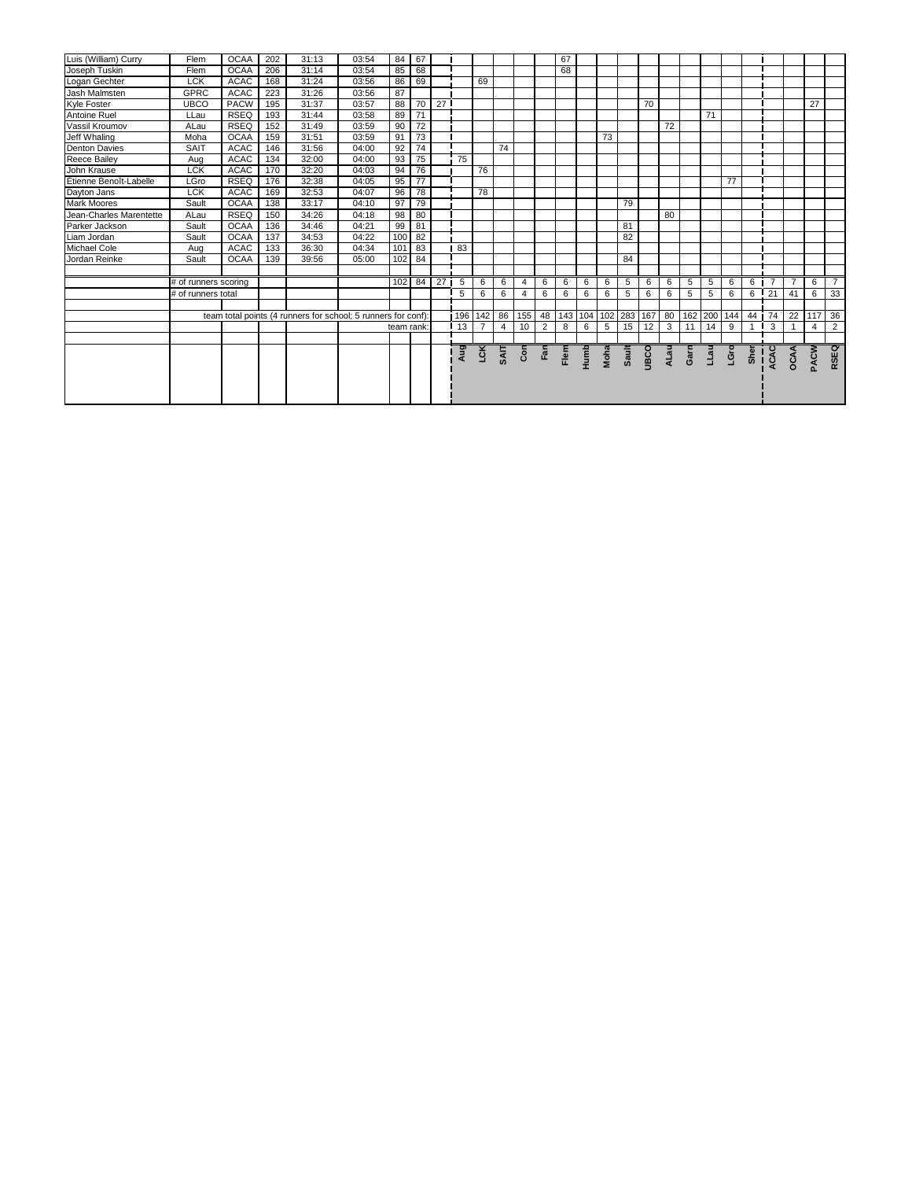| | | | | | | | | | | | | | | | | | | | | | | | | | | | |
|---|---|---|---|---|---|---|---|---|---|---|---|---|---|---|---|---|---|---|---|---|---|---|---|---|---|---|---|
| Luis (William) Curry | Flem | OCAA | 202 | 31:13 | 03:54 | 84 | 67 | | | | | | | 67 | | | | | | | | | | | | | |
| Joseph Tuskin | Flem | OCAA | 206 | 31:14 | 03:54 | 85 | 68 | | | | | | | 68 | | | | | | | | | | | | | |
| Logan Gechter | LCK | ACAC | 168 | 31:24 | 03:56 | 86 | 69 | | | 69 | | | | | | | | | | | | | | | | | |
| Jash Malmsten | GPRC | ACAC | 223 | 31:26 | 03:56 | 87 | | | | | | | | | | | | | | | | | | | | | |
| Kyle Foster | UBCO | PACW | 195 | 31:37 | 03:57 | 88 | 70 | 27 | | | | | | | | | | 70 | | | | | | | | 27 | |
| Antoine Ruel | LLau | RSEQ | 193 | 31:44 | 03:58 | 89 | 71 | | | | | | | | | | | | | | 71 | | | | | | |
| Vassil Kroumov | ALau | RSEQ | 152 | 31:49 | 03:59 | 90 | 72 | | | | | | | | | | | | 72 | | | | | | | | |
| Jeff Whaling | Moha | OCAA | 159 | 31:51 | 03:59 | 91 | 73 | | | | | | | | | 73 | | | | | | | | | | | |
| Denton Davies | SAIT | ACAC | 146 | 31:56 | 04:00 | 92 | 74 | | | | 74 | | | | | | | | | | | | | | | | |
| Reece Bailey | Aug | ACAC | 134 | 32:00 | 04:00 | 93 | 75 | | 75 | | | | | | | | | | | | | | | | | | |
| John Krause | LCK | ACAC | 170 | 32:20 | 04:03 | 94 | 76 | | | 76 | | | | | | | | | | | | | | | | | |
| Étienne Benoît-Labelle | LGro | RSEQ | 176 | 32:38 | 04:05 | 95 | 77 | | | | | | | | | | | | | | | 77 | | | | | |
| Dayton Jans | LCK | ACAC | 169 | 32:53 | 04:07 | 96 | 78 | | | 78 | | | | | | | | | | | | | | | | | |
| Mark Moores | Sault | OCAA | 138 | 33:17 | 04:10 | 97 | 79 | | | | | | | | | | 79 | | | | | | | | | | |
| Jean-Charles Marentette | ALau | RSEQ | 150 | 34:26 | 04:18 | 98 | 80 | | | | | | | | | | | | 80 | | | | | | | | |
| Parker Jackson | Sault | OCAA | 136 | 34:46 | 04:21 | 99 | 81 | | | | | | | | | | 81 | | | | | | | | | | |
| Liam Jordan | Sault | OCAA | 137 | 34:53 | 04:22 | 100 | 82 | | | | | | | | | | 82 | | | | | | | | | | |
| Michael Cole | Aug | ACAC | 133 | 36:30 | 04:34 | 101 | 83 | | 83 | | | | | | | | | | | | | | | | | | |
| Jordan Reinke | Sault | OCAA | 139 | 39:56 | 05:00 | 102 | 84 | | | | | | | | | | 84 | | | | | | | | | | |
| | # of runners scoring | | | | | 102 | 84 | 27 | 5 | 6 | 6 | 4 | 6 | 6 | 6 | 6 | 5 | 6 | 6 | 5 | 5 | 6 | 6 | 7 | 7 | 6 | 7 |
| | # of runners total | | | | | | | | 5 | 6 | 6 | 4 | 6 | 6 | 6 | 6 | 5 | 6 | 6 | 5 | 5 | 6 | 6 | 21 | 41 | 6 | 33 |
| | team total points (4 runners for school; 5 runners for conf): | | | | | | | | 196 | 142 | 86 | 155 | 48 | 143 | 104 | 102 | 283 | 167 | 80 | 162 | 200 | 144 | 44 | 74 | 22 | 117 | 36 |
| | | | | | | team rank: | | | 13 | 7 | 4 | 10 | 2 | 8 | 6 | 5 | 15 | 12 | 3 | 11 | 14 | 9 | 1 | 3 | 1 | 4 | 2 |
| | | | | | | | | | Aug | LCK | SAIT | Con | Fan | Flem | Humb | Moha | Sault | UBCO | ALau | Garn | LLau | LGro | Sher | ACAC | OCAA | PACW | RSEQ |